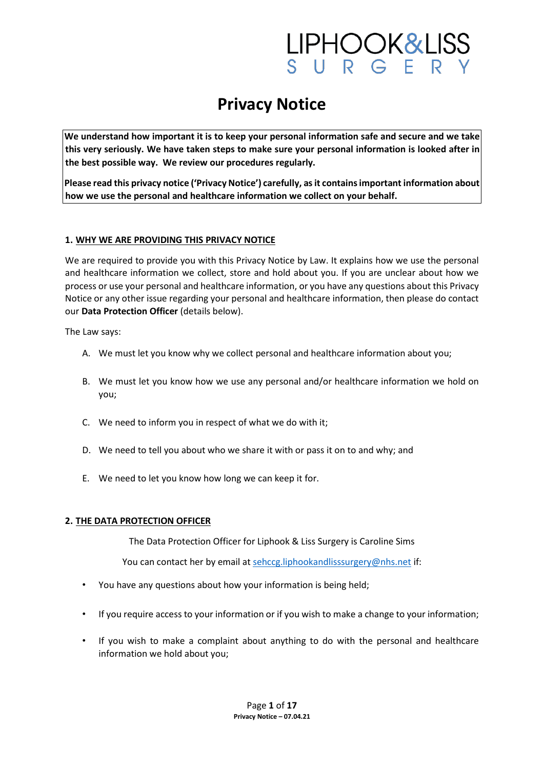LIPHOOK&LISS
SURGERY

# Privacy Notice

**We understand how important it is to keep your personal information safe and secure and we take this very seriously. We have taken steps to make sure your personal information is looked after in the best possible way. We review our procedures regularly.**

**Please read this privacy notice ('Privacy Notice') carefully, as it contains important information about how we use the personal and healthcare information we collect on your behalf.**

## 1. WHY WE ARE PROVIDING THIS PRIVACY NOTICE

We are required to provide you with this Privacy Notice by Law. It explains how we use the personal and healthcare information we collect, store and hold about you. If you are unclear about how we process or use your personal and healthcare information, or you have any questions about this Privacy Notice or any other issue regarding your personal and healthcare information, then please do contact our **Data Protection Officer** (details below).

The Law says:

A. We must let you know why we collect personal and healthcare information about you;

B. We must let you know how we use any personal and/or healthcare information we hold on you;

C. We need to inform you in respect of what we do with it;

D. We need to tell you about who we share it with or pass it on to and why; and

E. We need to let you know how long we can keep it for.

## 2. THE DATA PROTECTION OFFICER

The Data Protection Officer for Liphook & Liss Surgery is Caroline Sims

You can contact her by email at sehccg.liphookandlisssurgery@nhs.net if:

- You have any questions about how your information is being held;
- If you require access to your information or if you wish to make a change to your information;
- If you wish to make a complaint about anything to do with the personal and healthcare information we hold about you;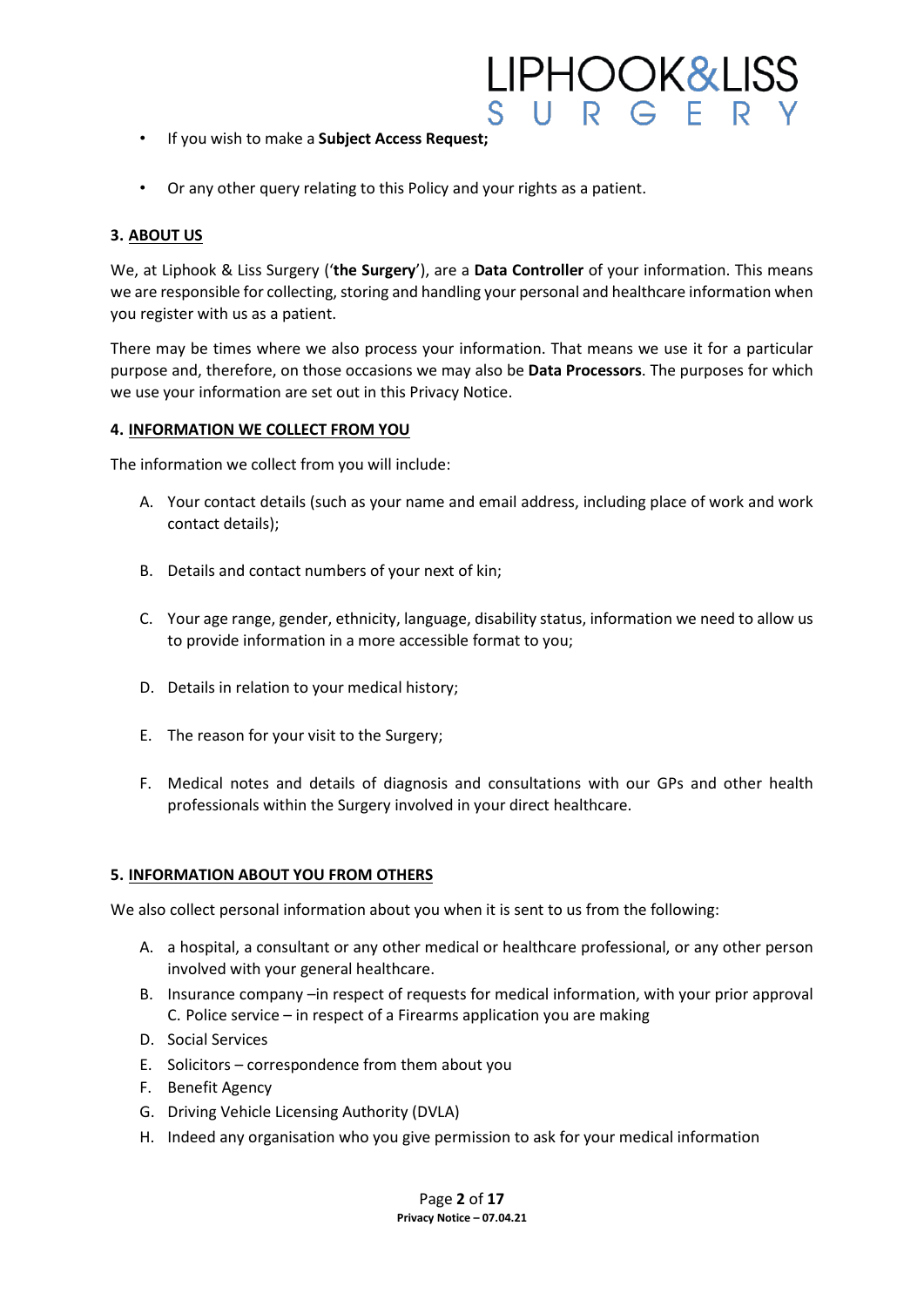- If you wish to make a **Subject Access Request;**

- Or any other query relating to this Policy and your rights as a patient.

## 3. ABOUT US

We, at Liphook & Liss Surgery ('**the Surgery**'), are a **Data Controller** of your information. This means we are responsible for collecting, storing and handling your personal and healthcare information when you register with us as a patient.

There may be times where we also process your information. That means we use it for a particular purpose and, therefore, on those occasions we may also be **Data Processors**. The purposes for which we use your information are set out in this Privacy Notice.

## 4. INFORMATION WE COLLECT FROM YOU

The information we collect from you will include:

A. Your contact details (such as your name and email address, including place of work and work contact details);

B. Details and contact numbers of your next of kin;

C. Your age range, gender, ethnicity, language, disability status, information we need to allow us to provide information in a more accessible format to you;

D. Details in relation to your medical history;

E. The reason for your visit to the Surgery;

F. Medical notes and details of diagnosis and consultations with our GPs and other health professionals within the Surgery involved in your direct healthcare.

## 5. INFORMATION ABOUT YOU FROM OTHERS

We also collect personal information about you when it is sent to us from the following:

A. a hospital, a consultant or any other medical or healthcare professional, or any other person involved with your general healthcare.
B. Insurance company –in respect of requests for medical information, with your prior approval C. Police service – in respect of a Firearms application you are making
D. Social Services
E. Solicitors – correspondence from them about you
F. Benefit Agency
G. Driving Vehicle Licensing Authority (DVLA)
H. Indeed any organisation who you give permission to ask for your medical information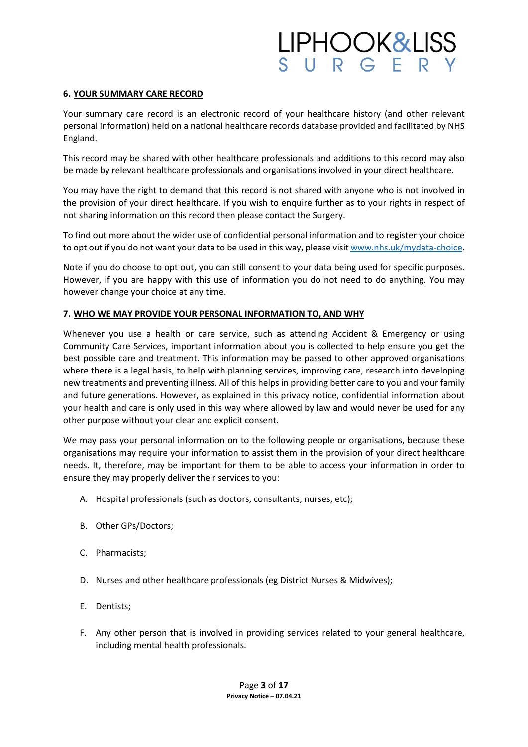### 6. YOUR SUMMARY CARE RECORD

Your summary care record is an electronic record of your healthcare history (and other relevant personal information) held on a national healthcare records database provided and facilitated by NHS England.

This record may be shared with other healthcare professionals and additions to this record may also be made by relevant healthcare professionals and organisations involved in your direct healthcare.

You may have the right to demand that this record is not shared with anyone who is not involved in the provision of your direct healthcare. If you wish to enquire further as to your rights in respect of not sharing information on this record then please contact the Surgery.

To find out more about the wider use of confidential personal information and to register your choice to opt out if you do not want your data to be used in this way, please visit www.nhs.uk/mydata-choice.

Note if you do choose to opt out, you can still consent to your data being used for specific purposes. However, if you are happy with this use of information you do not need to do anything. You may however change your choice at any time.

### 7. WHO WE MAY PROVIDE YOUR PERSONAL INFORMATION TO, AND WHY

Whenever you use a health or care service, such as attending Accident & Emergency or using Community Care Services, important information about you is collected to help ensure you get the best possible care and treatment. This information may be passed to other approved organisations where there is a legal basis, to help with planning services, improving care, research into developing new treatments and preventing illness. All of this helps in providing better care to you and your family and future generations. However, as explained in this privacy notice, confidential information about your health and care is only used in this way where allowed by law and would never be used for any other purpose without your clear and explicit consent.

We may pass your personal information on to the following people or organisations, because these organisations may require your information to assist them in the provision of your direct healthcare needs. It, therefore, may be important for them to be able to access your information in order to ensure they may properly deliver their services to you:

A. Hospital professionals (such as doctors, consultants, nurses, etc);

B. Other GPs/Doctors;

C. Pharmacists;

D. Nurses and other healthcare professionals (eg District Nurses & Midwives);

E. Dentists;

F. Any other person that is involved in providing services related to your general healthcare, including mental health professionals.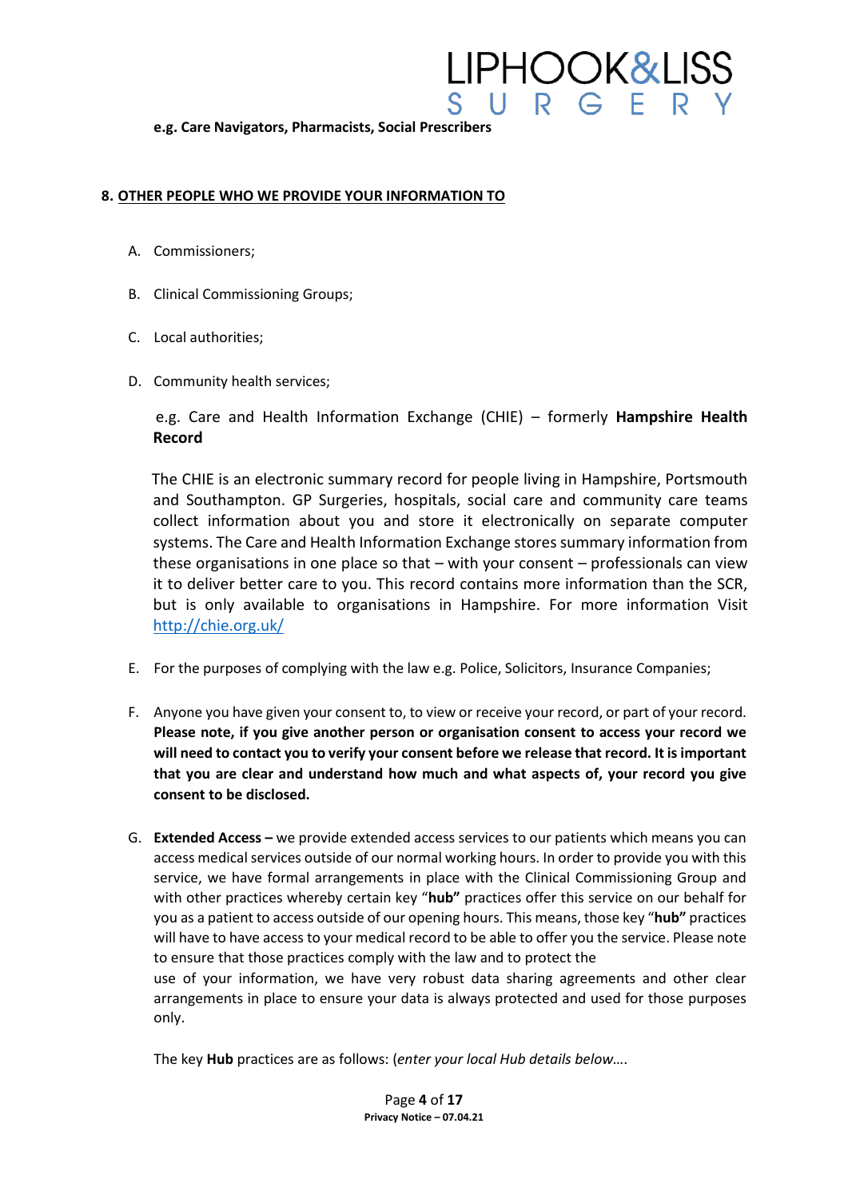**e.g. Care Navigators, Pharmacists, Social Prescribers**

## 8. OTHER PEOPLE WHO WE PROVIDE YOUR INFORMATION TO

A. Commissioners;

B. Clinical Commissioning Groups;

C. Local authorities;

D. Community health services;

e.g. Care and Health Information Exchange (CHIE) – formerly **Hampshire Health Record**

The CHIE is an electronic summary record for people living in Hampshire, Portsmouth and Southampton. GP Surgeries, hospitals, social care and community care teams collect information about you and store it electronically on separate computer systems. The Care and Health Information Exchange stores summary information from these organisations in one place so that – with your consent – professionals can view it to deliver better care to you. This record contains more information than the SCR, but is only available to organisations in Hampshire. For more information Visit [http://chie.org.uk/](http://chie.org.uk/)

E. For the purposes of complying with the law e.g. Police, Solicitors, Insurance Companies;

F. Anyone you have given your consent to, to view or receive your record, or part of your record. **Please note, if you give another person or organisation consent to access your record we will need to contact you to verify your consent before we release that record. It is important that you are clear and understand how much and what aspects of, your record you give consent to be disclosed.**

G. **Extended Access –** we provide extended access services to our patients which means you can access medical services outside of our normal working hours. In order to provide you with this service, we have formal arrangements in place with the Clinical Commissioning Group and with other practices whereby certain key "**hub"** practices offer this service on our behalf for you as a patient to access outside of our opening hours. This means, those key "**hub"** practices will have to have access to your medical record to be able to offer you the service. Please note to ensure that those practices comply with the law and to protect the use of your information, we have very robust data sharing agreements and other clear arrangements in place to ensure your data is always protected and used for those purposes only.

The key **Hub** practices are as follows: (*enter your local Hub details below….*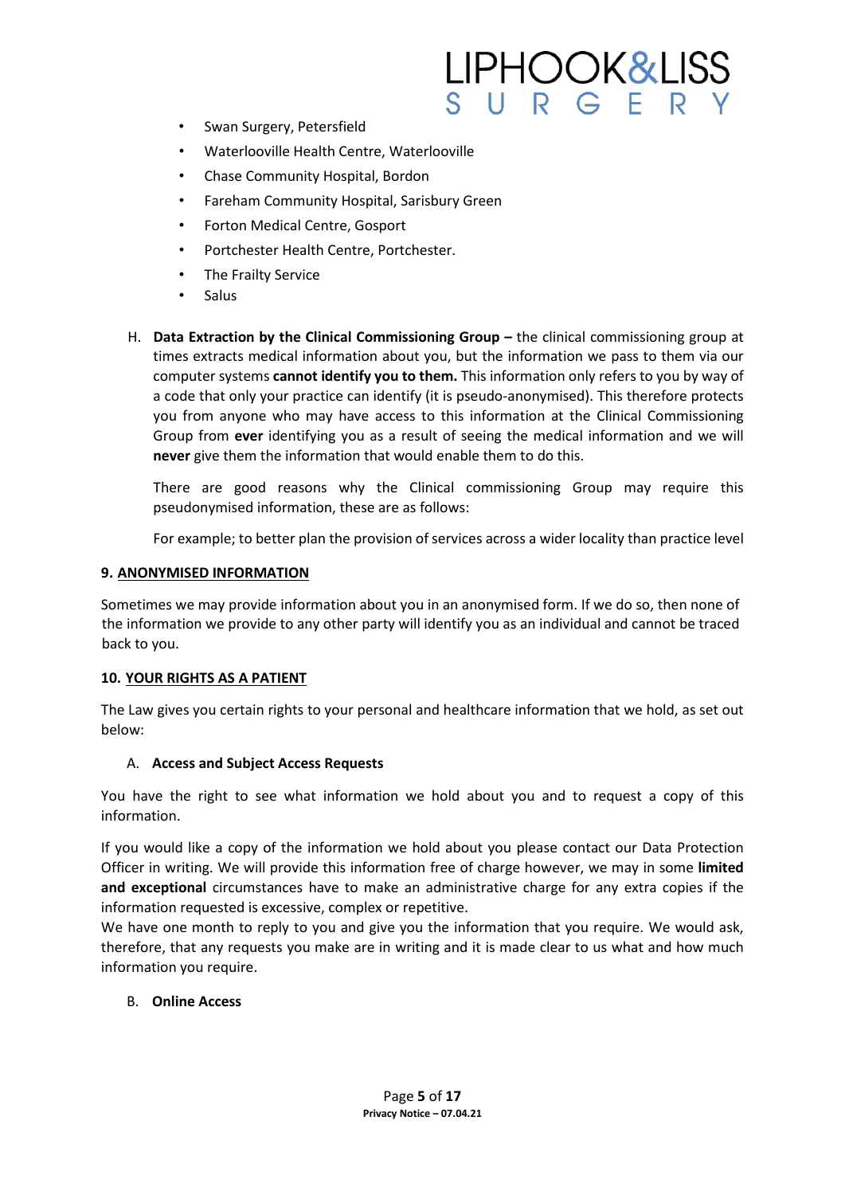- Swan Surgery, Petersfield
- Waterlooville Health Centre, Waterlooville
- Chase Community Hospital, Bordon
- Fareham Community Hospital, Sarisbury Green
- Forton Medical Centre, Gosport
- Portchester Health Centre, Portchester.
- The Frailty Service
- Salus

H. **Data Extraction by the Clinical Commissioning Group –** the clinical commissioning group at times extracts medical information about you, but the information we pass to them via our computer systems **cannot identify you to them.** This information only refers to you by way of a code that only your practice can identify (it is pseudo-anonymised). This therefore protects you from anyone who may have access to this information at the Clinical Commissioning Group from **ever** identifying you as a result of seeing the medical information and we will **never** give them the information that would enable them to do this.

There are good reasons why the Clinical commissioning Group may require this pseudonymised information, these are as follows:

For example; to better plan the provision of services across a wider locality than practice level

## 9. ANONYMISED INFORMATION

Sometimes we may provide information about you in an anonymised form. If we do so, then none of the information we provide to any other party will identify you as an individual and cannot be traced back to you.

## 10. YOUR RIGHTS AS A PATIENT

The Law gives you certain rights to your personal and healthcare information that we hold, as set out below:

A. **Access and Subject Access Requests**

You have the right to see what information we hold about you and to request a copy of this information.

If you would like a copy of the information we hold about you please contact our Data Protection Officer in writing. We will provide this information free of charge however, we may in some **limited and exceptional** circumstances have to make an administrative charge for any extra copies if the information requested is excessive, complex or repetitive.
We have one month to reply to you and give you the information that you require. We would ask, therefore, that any requests you make are in writing and it is made clear to us what and how much information you require.

B. **Online Access**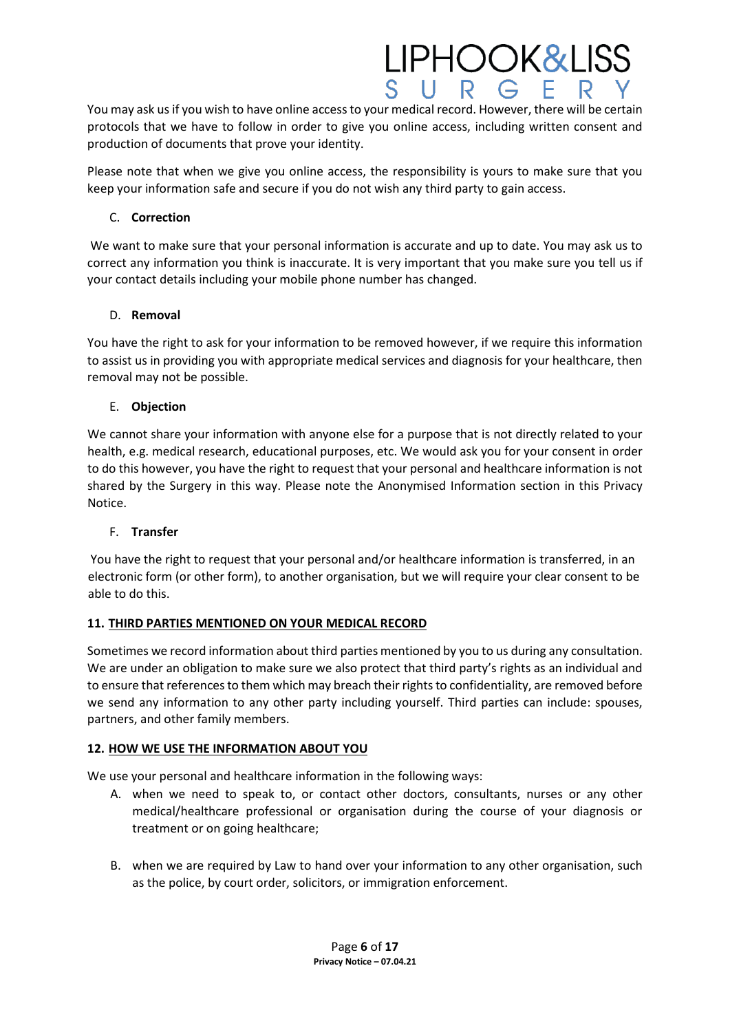You may ask us if you wish to have online access to your medical record. However, there will be certain protocols that we have to follow in order to give you online access, including written consent and production of documents that prove your identity.

Please note that when we give you online access, the responsibility is yours to make sure that you keep your information safe and secure if you do not wish any third party to gain access.

C. **Correction**

We want to make sure that your personal information is accurate and up to date. You may ask us to correct any information you think is inaccurate. It is very important that you make sure you tell us if your contact details including your mobile phone number has changed.

D. **Removal**

You have the right to ask for your information to be removed however, if we require this information to assist us in providing you with appropriate medical services and diagnosis for your healthcare, then removal may not be possible.

E. **Objection**

We cannot share your information with anyone else for a purpose that is not directly related to your health, e.g. medical research, educational purposes, etc. We would ask you for your consent in order to do this however, you have the right to request that your personal and healthcare information is not shared by the Surgery in this way. Please note the Anonymised Information section in this Privacy Notice.

F. **Transfer**

You have the right to request that your personal and/or healthcare information is transferred, in an electronic form (or other form), to another organisation, but we will require your clear consent to be able to do this.

## 11. <u>THIRD PARTIES MENTIONED ON YOUR MEDICAL RECORD</u>

Sometimes we record information about third parties mentioned by you to us during any consultation. We are under an obligation to make sure we also protect that third party's rights as an individual and to ensure that references to them which may breach their rights to confidentiality, are removed before we send any information to any other party including yourself. Third parties can include: spouses, partners, and other family members.

## 12. <u>HOW WE USE THE INFORMATION ABOUT YOU</u>

We use your personal and healthcare information in the following ways:

A. when we need to speak to, or contact other doctors, consultants, nurses or any other medical/healthcare professional or organisation during the course of your diagnosis or treatment or on going healthcare;

B. when we are required by Law to hand over your information to any other organisation, such as the police, by court order, solicitors, or immigration enforcement.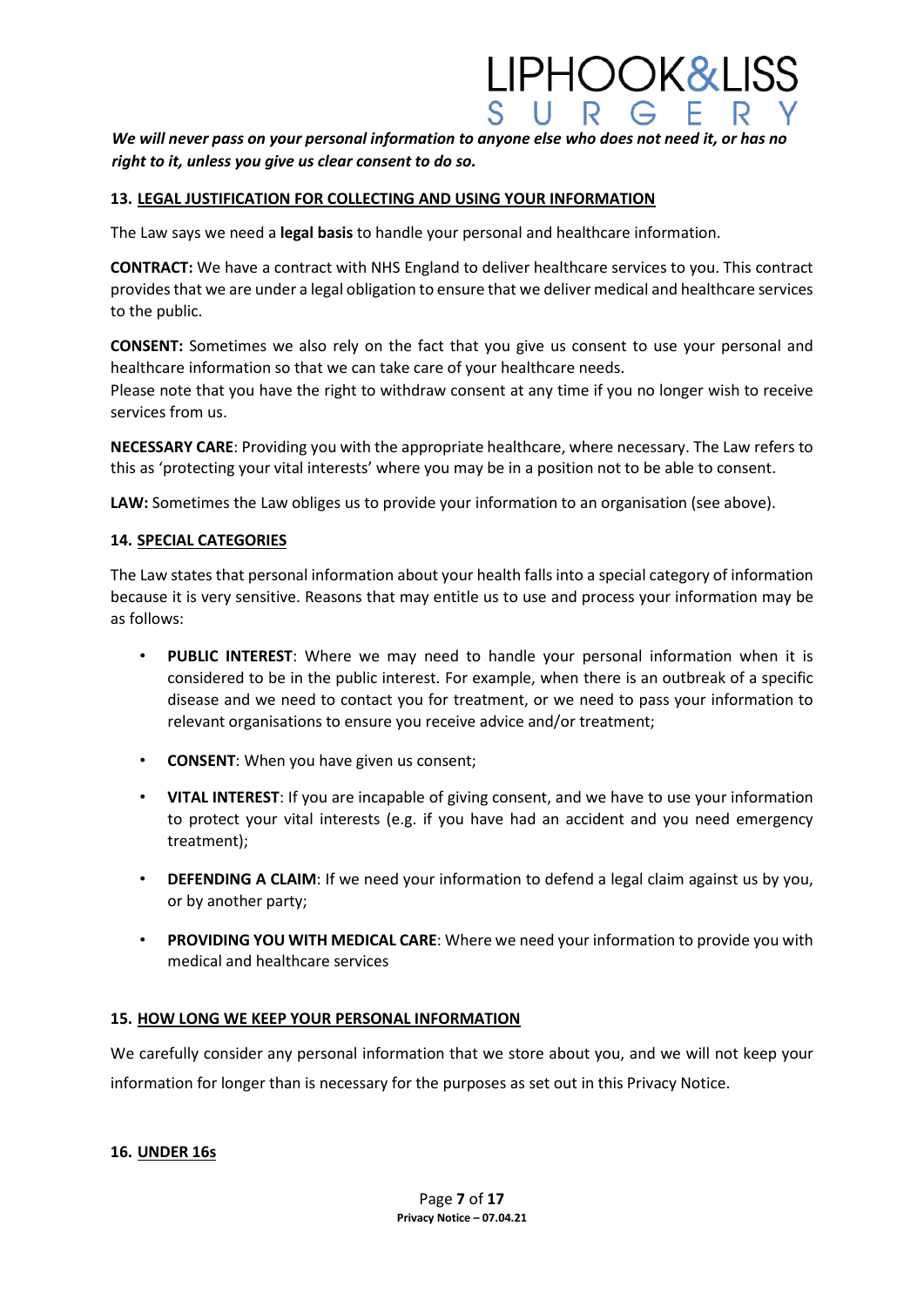***We will never pass on your personal information to anyone else who does not need it, or has no right to it, unless you give us clear consent to do so.***

## 13. LEGAL JUSTIFICATION FOR COLLECTING AND USING YOUR INFORMATION

The Law says we need a **legal basis** to handle your personal and healthcare information.

**CONTRACT:** We have a contract with NHS England to deliver healthcare services to you. This contract provides that we are under a legal obligation to ensure that we deliver medical and healthcare services to the public.

**CONSENT:** Sometimes we also rely on the fact that you give us consent to use your personal and healthcare information so that we can take care of your healthcare needs.
Please note that you have the right to withdraw consent at any time if you no longer wish to receive services from us.

**NECESSARY CARE**: Providing you with the appropriate healthcare, where necessary. The Law refers to this as 'protecting your vital interests' where you may be in a position not to be able to consent.

**LAW:** Sometimes the Law obliges us to provide your information to an organisation (see above).

## 14. SPECIAL CATEGORIES

The Law states that personal information about your health falls into a special category of information because it is very sensitive. Reasons that may entitle us to use and process your information may be as follows:

- **PUBLIC INTEREST**: Where we may need to handle your personal information when it is considered to be in the public interest. For example, when there is an outbreak of a specific disease and we need to contact you for treatment, or we need to pass your information to relevant organisations to ensure you receive advice and/or treatment;
- **CONSENT**: When you have given us consent;
- **VITAL INTEREST**: If you are incapable of giving consent, and we have to use your information to protect your vital interests (e.g. if you have had an accident and you need emergency treatment);
- **DEFENDING A CLAIM**: If we need your information to defend a legal claim against us by you, or by another party;
- **PROVIDING YOU WITH MEDICAL CARE**: Where we need your information to provide you with medical and healthcare services

## 15. HOW LONG WE KEEP YOUR PERSONAL INFORMATION

We carefully consider any personal information that we store about you, and we will not keep your information for longer than is necessary for the purposes as set out in this Privacy Notice.

## 16. UNDER 16s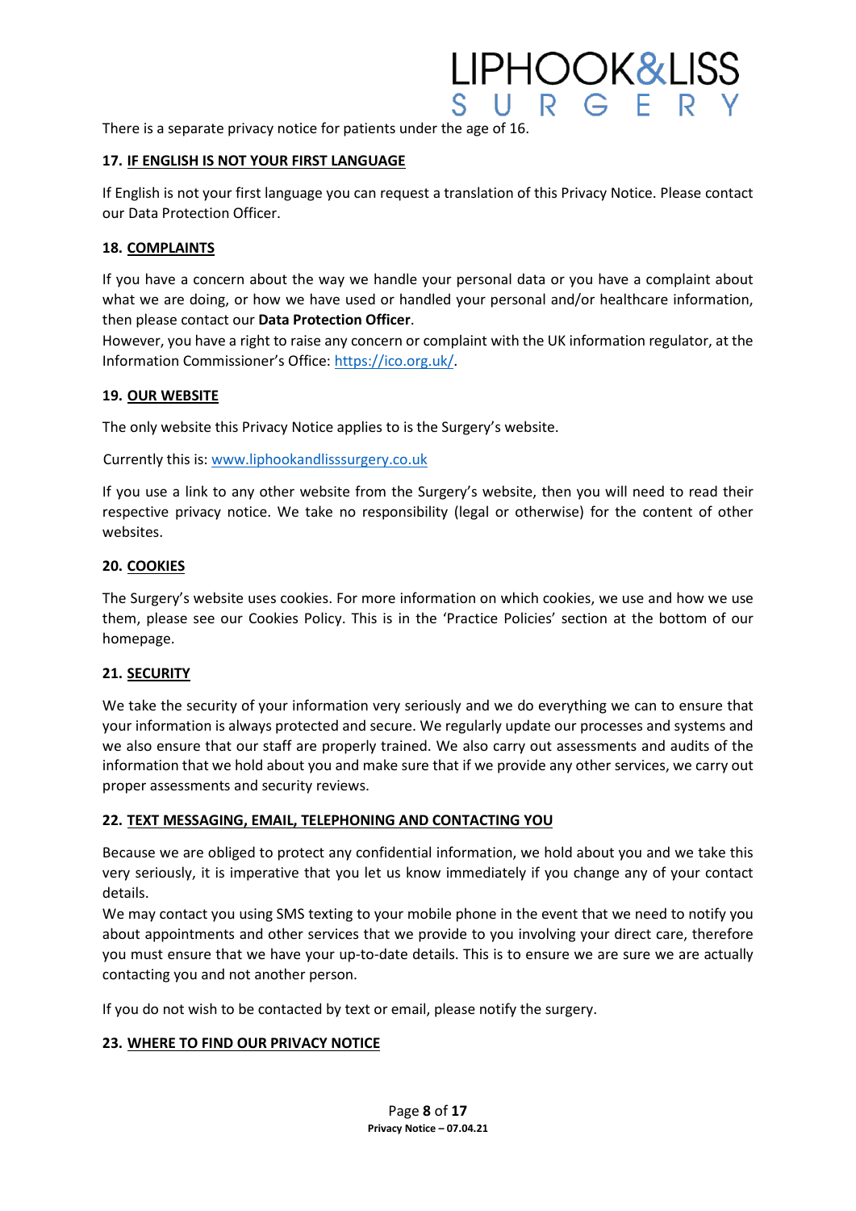There is a separate privacy notice for patients under the age of 16.

## 17. IF ENGLISH IS NOT YOUR FIRST LANGUAGE

If English is not your first language you can request a translation of this Privacy Notice. Please contact our Data Protection Officer.

## 18. COMPLAINTS

If you have a concern about the way we handle your personal data or you have a complaint about what we are doing, or how we have used or handled your personal and/or healthcare information, then please contact our **Data Protection Officer**.

However, you have a right to raise any concern or complaint with the UK information regulator, at the Information Commissioner's Office: https://ico.org.uk/.

## 19. OUR WEBSITE

The only website this Privacy Notice applies to is the Surgery's website.

Currently this is: www.liphookandlisssurgery.co.uk

If you use a link to any other website from the Surgery's website, then you will need to read their respective privacy notice. We take no responsibility (legal or otherwise) for the content of other websites.

## 20. COOKIES

The Surgery's website uses cookies. For more information on which cookies, we use and how we use them, please see our Cookies Policy. This is in the 'Practice Policies' section at the bottom of our homepage.

## 21. SECURITY

We take the security of your information very seriously and we do everything we can to ensure that your information is always protected and secure. We regularly update our processes and systems and we also ensure that our staff are properly trained. We also carry out assessments and audits of the information that we hold about you and make sure that if we provide any other services, we carry out proper assessments and security reviews.

## 22. TEXT MESSAGING, EMAIL, TELEPHONING AND CONTACTING YOU

Because we are obliged to protect any confidential information, we hold about you and we take this very seriously, it is imperative that you let us know immediately if you change any of your contact details.

We may contact you using SMS texting to your mobile phone in the event that we need to notify you about appointments and other services that we provide to you involving your direct care, therefore you must ensure that we have your up-to-date details. This is to ensure we are sure we are actually contacting you and not another person.

If you do not wish to be contacted by text or email, please notify the surgery.

## 23. WHERE TO FIND OUR PRIVACY NOTICE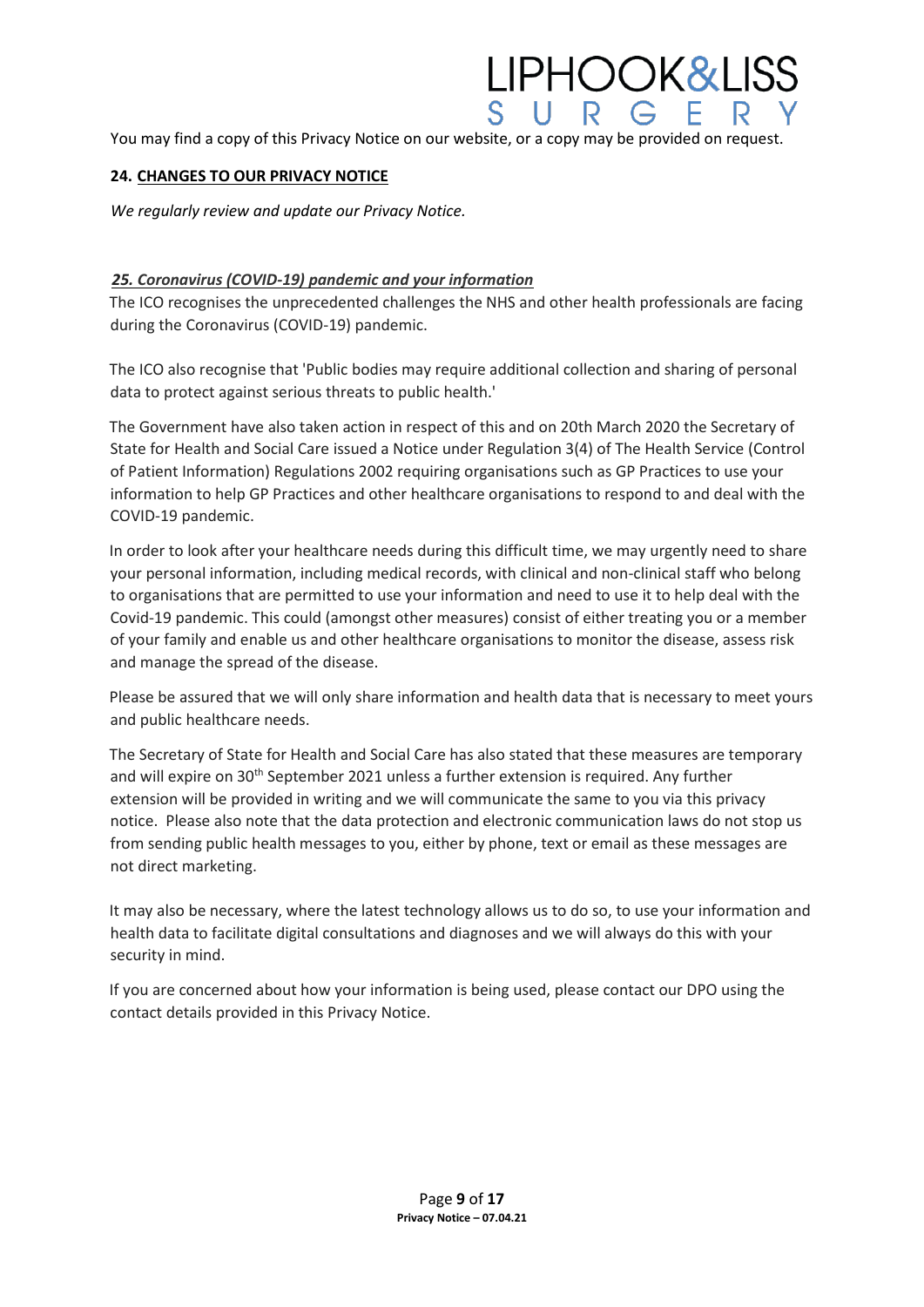You may find a copy of this Privacy Notice on our website, or a copy may be provided on request.

## 24. CHANGES TO OUR PRIVACY NOTICE

*We regularly review and update our Privacy Notice.*

## *25. Coronavirus (COVID-19) pandemic and your information*

The ICO recognises the unprecedented challenges the NHS and other health professionals are facing during the Coronavirus (COVID-19) pandemic.

The ICO also recognise that 'Public bodies may require additional collection and sharing of personal data to protect against serious threats to public health.'

The Government have also taken action in respect of this and on 20th March 2020 the Secretary of State for Health and Social Care issued a Notice under Regulation 3(4) of The Health Service (Control of Patient Information) Regulations 2002 requiring organisations such as GP Practices to use your information to help GP Practices and other healthcare organisations to respond to and deal with the COVID-19 pandemic.

In order to look after your healthcare needs during this difficult time, we may urgently need to share your personal information, including medical records, with clinical and non-clinical staff who belong to organisations that are permitted to use your information and need to use it to help deal with the Covid-19 pandemic. This could (amongst other measures) consist of either treating you or a member of your family and enable us and other healthcare organisations to monitor the disease, assess risk and manage the spread of the disease.

Please be assured that we will only share information and health data that is necessary to meet yours and public healthcare needs.

The Secretary of State for Health and Social Care has also stated that these measures are temporary and will expire on 30th September 2021 unless a further extension is required. Any further extension will be provided in writing and we will communicate the same to you via this privacy notice. Please also note that the data protection and electronic communication laws do not stop us from sending public health messages to you, either by phone, text or email as these messages are not direct marketing.

It may also be necessary, where the latest technology allows us to do so, to use your information and health data to facilitate digital consultations and diagnoses and we will always do this with your security in mind.

If you are concerned about how your information is being used, please contact our DPO using the contact details provided in this Privacy Notice.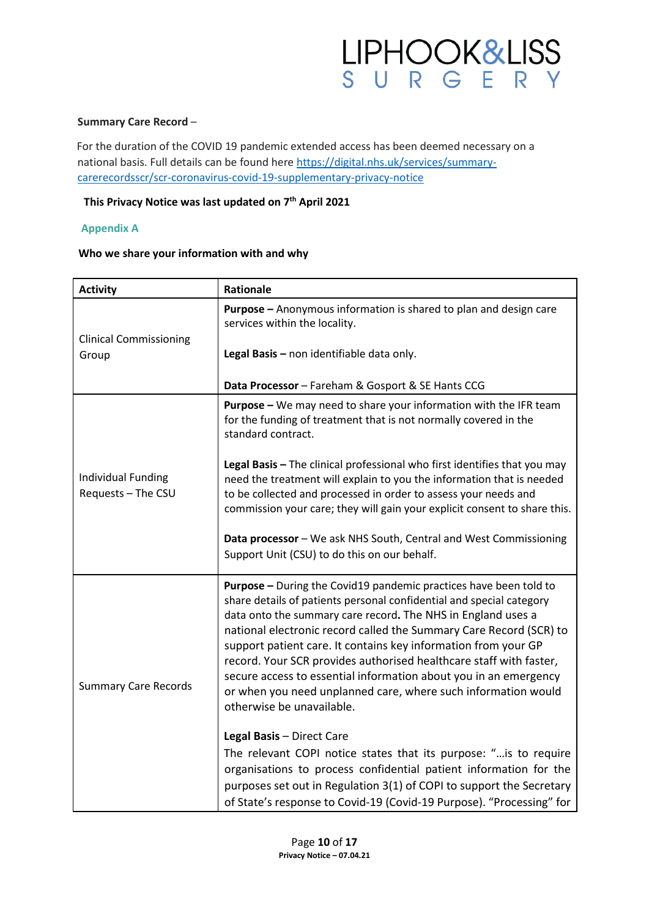**Summary Care Record** –

For the duration of the COVID 19 pandemic extended access has been deemed necessary on a national basis. Full details can be found here https://digital.nhs.uk/services/summary-carerecordsscr/scr-coronavirus-covid-19-supplementary-privacy-notice

**This Privacy Notice was last updated on 7th April 2021**

## Appendix A

**Who we share your information with and why**

| **Activity** | **Rationale** |
|---|---|
| Clinical Commissioning Group | **Purpose –** Anonymous information is shared to plan and design care services within the locality.<br><br>**Legal Basis –** non identifiable data only.<br><br>**Data Processor** – Fareham & Gosport & SE Hants CCG |
| Individual Funding Requests – The CSU | **Purpose –** We may need to share your information with the IFR team for the funding of treatment that is not normally covered in the standard contract.<br><br>**Legal Basis –** The clinical professional who first identifies that you may need the treatment will explain to you the information that is needed to be collected and processed in order to assess your needs and commission your care; they will gain your explicit consent to share this.<br><br>**Data processor** – We ask NHS South, Central and West Commissioning Support Unit (CSU) to do this on our behalf. |
| Summary Care Records | **Purpose –** During the Covid19 pandemic practices have been told to share details of patients personal confidential and special category data onto the summary care record**.** The NHS in England uses a national electronic record called the Summary Care Record (SCR) to support patient care. It contains key information from your GP record. Your SCR provides authorised healthcare staff with faster, secure access to essential information about you in an emergency or when you need unplanned care, where such information would otherwise be unavailable.<br><br>**Legal Basis** – Direct Care<br>The relevant COPI notice states that its purpose: "…is to require organisations to process confidential patient information for the purposes set out in Regulation 3(1) of COPI to support the Secretary of State's response to Covid-19 (Covid-19 Purpose). "Processing" for |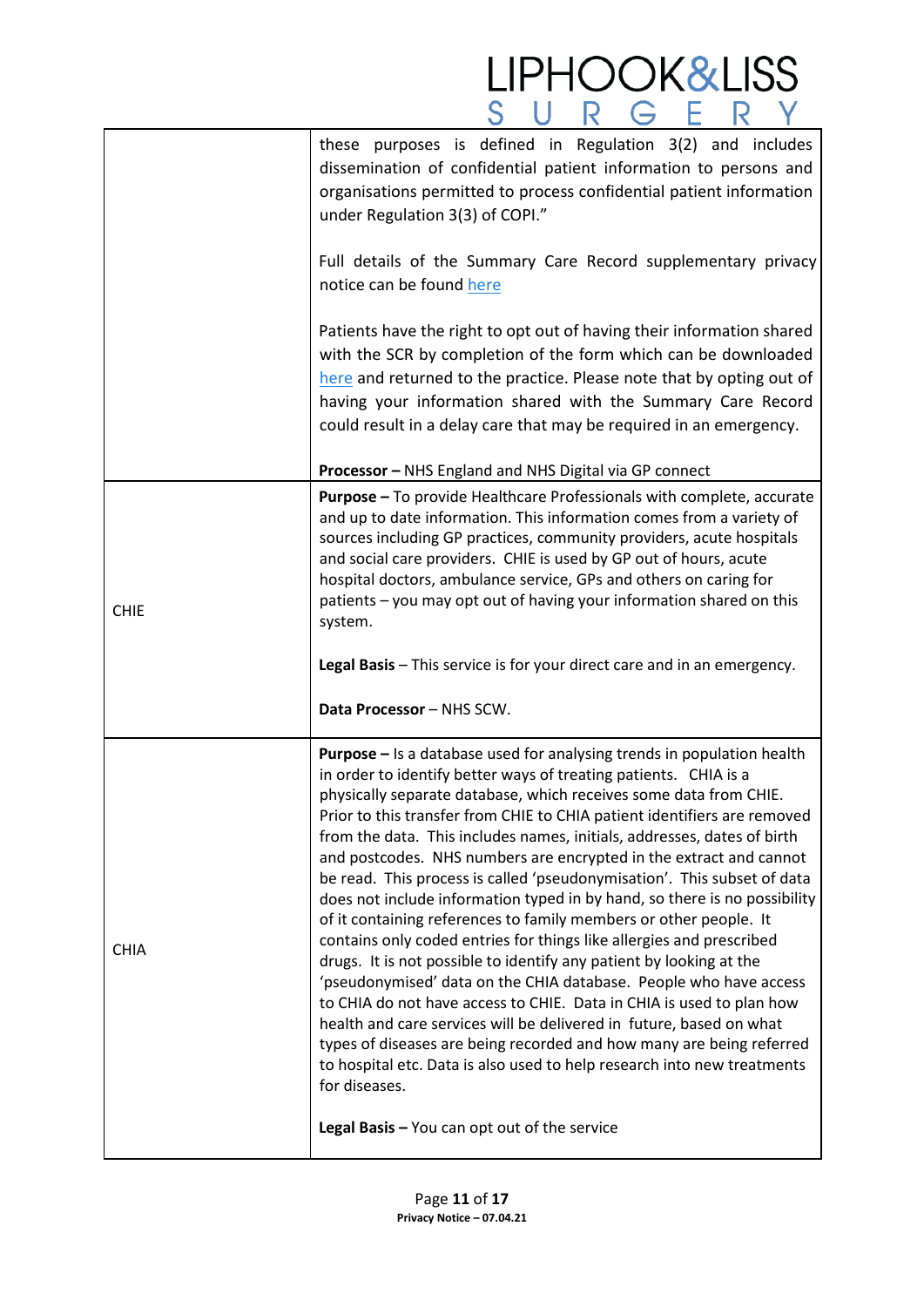| | |
|---|---|
| | these purposes is defined in Regulation 3(2) and includes dissemination of confidential patient information to persons and organisations permitted to process confidential patient information under Regulation 3(3) of COPI."<br><br>Full details of the Summary Care Record supplementary privacy notice can be found here<br><br>Patients have the right to opt out of having their information shared with the SCR by completion of the form which can be downloaded here and returned to the practice. Please note that by opting out of having your information shared with the Summary Care Record could result in a delay care that may be required in an emergency.<br><br>**Processor –** NHS England and NHS Digital via GP connect |
| CHIE | **Purpose –** To provide Healthcare Professionals with complete, accurate and up to date information. This information comes from a variety of sources including GP practices, community providers, acute hospitals and social care providers. CHIE is used by GP out of hours, acute hospital doctors, ambulance service, GPs and others on caring for patients – you may opt out of having your information shared on this system.<br><br>**Legal Basis** – This service is for your direct care and in an emergency.<br><br>**Data Processor** – NHS SCW. |
| CHIA | **Purpose –** Is a database used for analysing trends in population health in order to identify better ways of treating patients. CHIA is a physically separate database, which receives some data from CHIE. Prior to this transfer from CHIE to CHIA patient identifiers are removed from the data. This includes names, initials, addresses, dates of birth and postcodes. NHS numbers are encrypted in the extract and cannot be read. This process is called 'pseudonymisation'. This subset of data does not include information typed in by hand, so there is no possibility of it containing references to family members or other people. It contains only coded entries for things like allergies and prescribed drugs. It is not possible to identify any patient by looking at the 'pseudonymised' data on the CHIA database. People who have access to CHIA do not have access to CHIE. Data in CHIA is used to plan how health and care services will be delivered in future, based on what types of diseases are being recorded and how many are being referred to hospital etc. Data is also used to help research into new treatments for diseases.<br><br>**Legal Basis –** You can opt out of the service |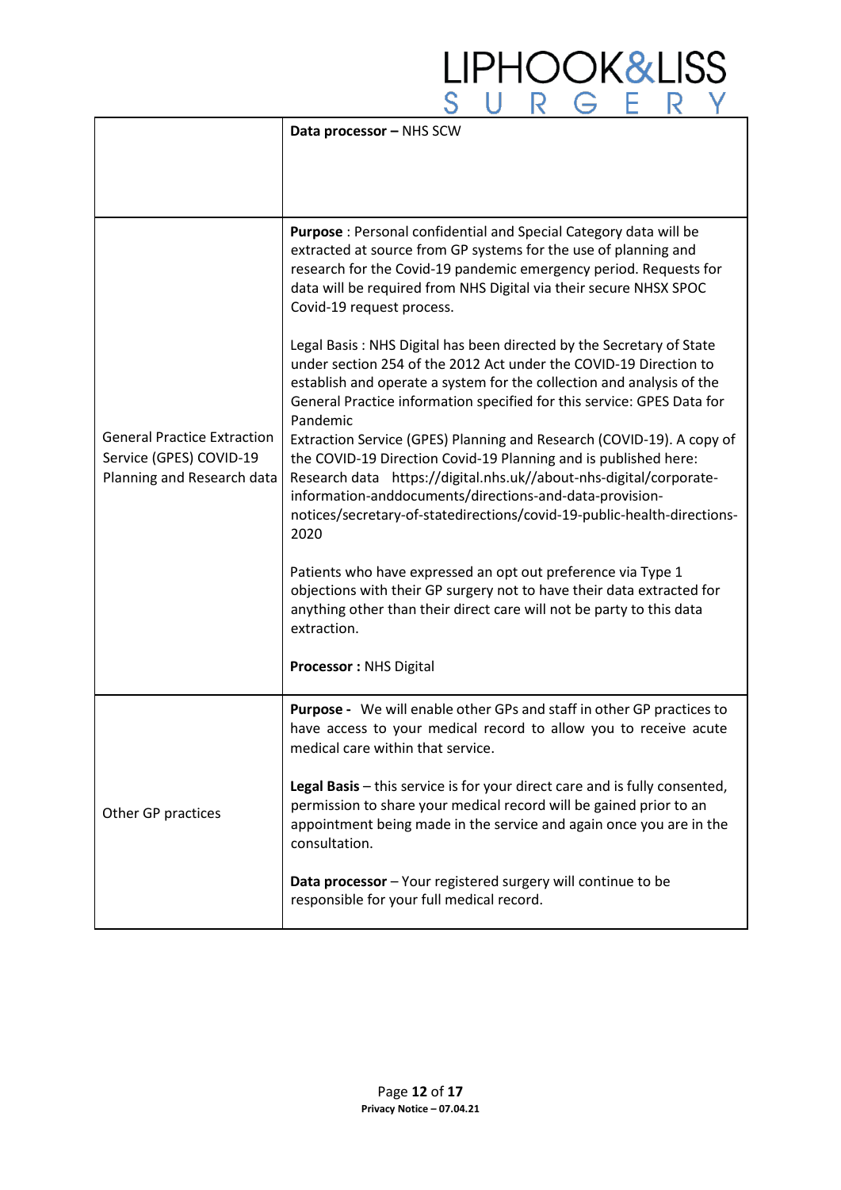| | |
|---|---|
| | **Data processor –** NHS SCW |
| General Practice Extraction Service (GPES) COVID-19 Planning and Research data | **Purpose** : Personal confidential and Special Category data will be extracted at source from GP systems for the use of planning and research for the Covid-19 pandemic emergency period. Requests for data will be required from NHS Digital via their secure NHSX SPOC Covid-19 request process.<br><br>Legal Basis : NHS Digital has been directed by the Secretary of State under section 254 of the 2012 Act under the COVID-19 Direction to establish and operate a system for the collection and analysis of the General Practice information specified for this service: GPES Data for Pandemic<br>Extraction Service (GPES) Planning and Research (COVID-19). A copy of the COVID-19 Direction Covid-19 Planning and is published here: Research data https://digital.nhs.uk//about-nhs-digital/corporate-information-anddocuments/directions-and-data-provision-notices/secretary-of-statedirections/covid-19-public-health-directions-2020<br><br>Patients who have expressed an opt out preference via Type 1 objections with their GP surgery not to have their data extracted for anything other than their direct care will not be party to this data extraction.<br><br>**Processor :** NHS Digital |
| Other GP practices | **Purpose -** We will enable other GPs and staff in other GP practices to have access to your medical record to allow you to receive acute medical care within that service.<br><br>**Legal Basis** – this service is for your direct care and is fully consented, permission to share your medical record will be gained prior to an appointment being made in the service and again once you are in the consultation.<br><br>**Data processor** – Your registered surgery will continue to be responsible for your full medical record. |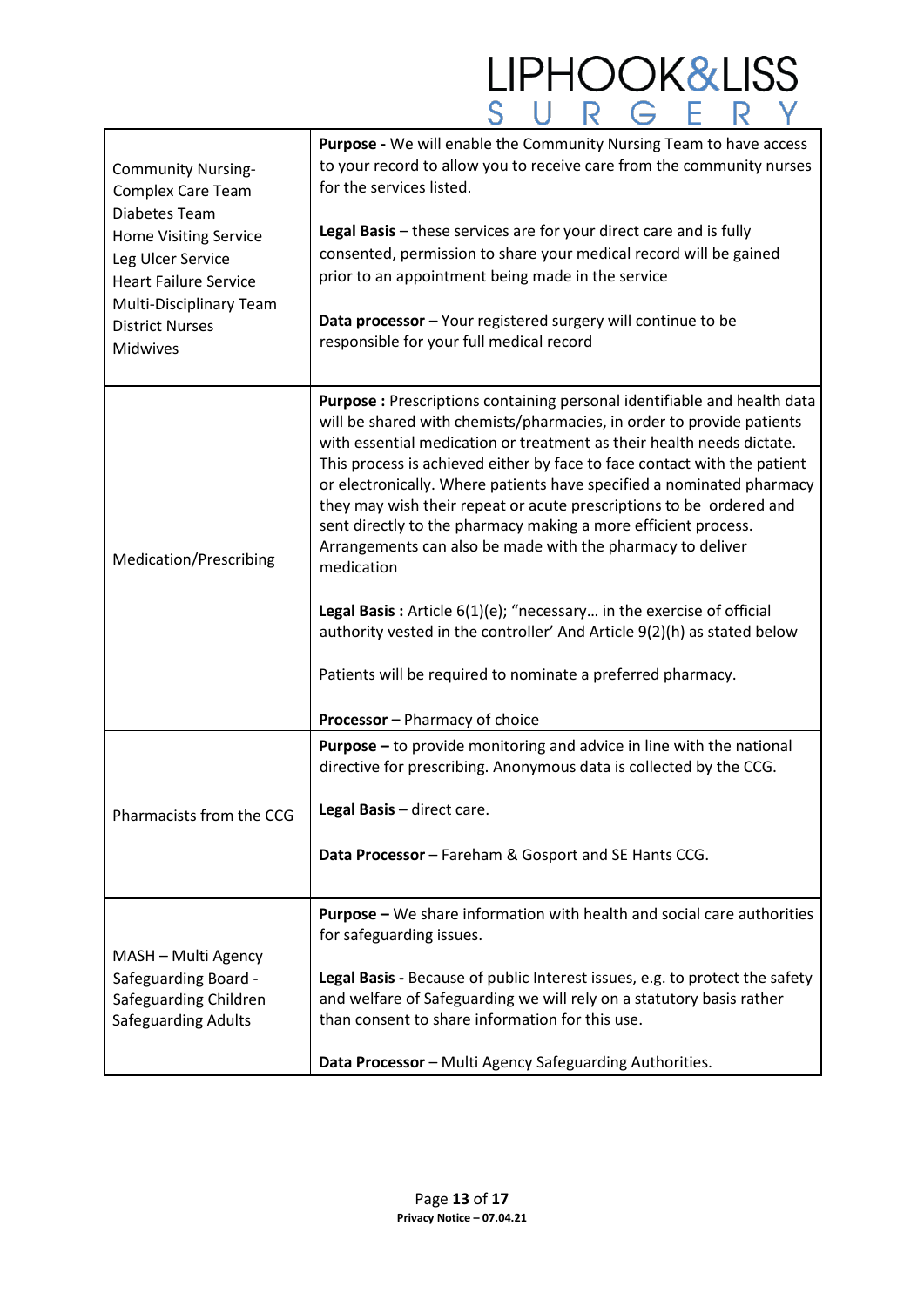| | |
|---|---|
| Community Nursing- Complex Care Team<br>Diabetes Team<br>Home Visiting Service<br>Leg Ulcer Service<br>Heart Failure Service<br>Multi-Disciplinary Team<br>District Nurses<br>Midwives | **Purpose -** We will enable the Community Nursing Team to have access to your record to allow you to receive care from the community nurses for the services listed.<br><br>**Legal Basis** – these services are for your direct care and is fully consented, permission to share your medical record will be gained prior to an appointment being made in the service<br><br>**Data processor** – Your registered surgery will continue to be responsible for your full medical record |
| Medication/Prescribing | **Purpose :** Prescriptions containing personal identifiable and health data will be shared with chemists/pharmacies, in order to provide patients with essential medication or treatment as their health needs dictate. This process is achieved either by face to face contact with the patient or electronically. Where patients have specified a nominated pharmacy they may wish their repeat or acute prescriptions to be ordered and sent directly to the pharmacy making a more efficient process. Arrangements can also be made with the pharmacy to deliver medication<br><br>**Legal Basis :** Article 6(1)(e); "necessary… in the exercise of official authority vested in the controller' And Article 9(2)(h) as stated below<br><br>Patients will be required to nominate a preferred pharmacy.<br><br>**Processor –** Pharmacy of choice |
| Pharmacists from the CCG | **Purpose –** to provide monitoring and advice in line with the national directive for prescribing. Anonymous data is collected by the CCG.<br><br>**Legal Basis** – direct care.<br><br>**Data Processor** – Fareham & Gosport and SE Hants CCG. |
| MASH – Multi Agency Safeguarding Board - Safeguarding Children<br>Safeguarding Adults | **Purpose –** We share information with health and social care authorities for safeguarding issues.<br><br>**Legal Basis -** Because of public Interest issues, e.g. to protect the safety and welfare of Safeguarding we will rely on a statutory basis rather than consent to share information for this use.<br><br>**Data Processor** – Multi Agency Safeguarding Authorities. |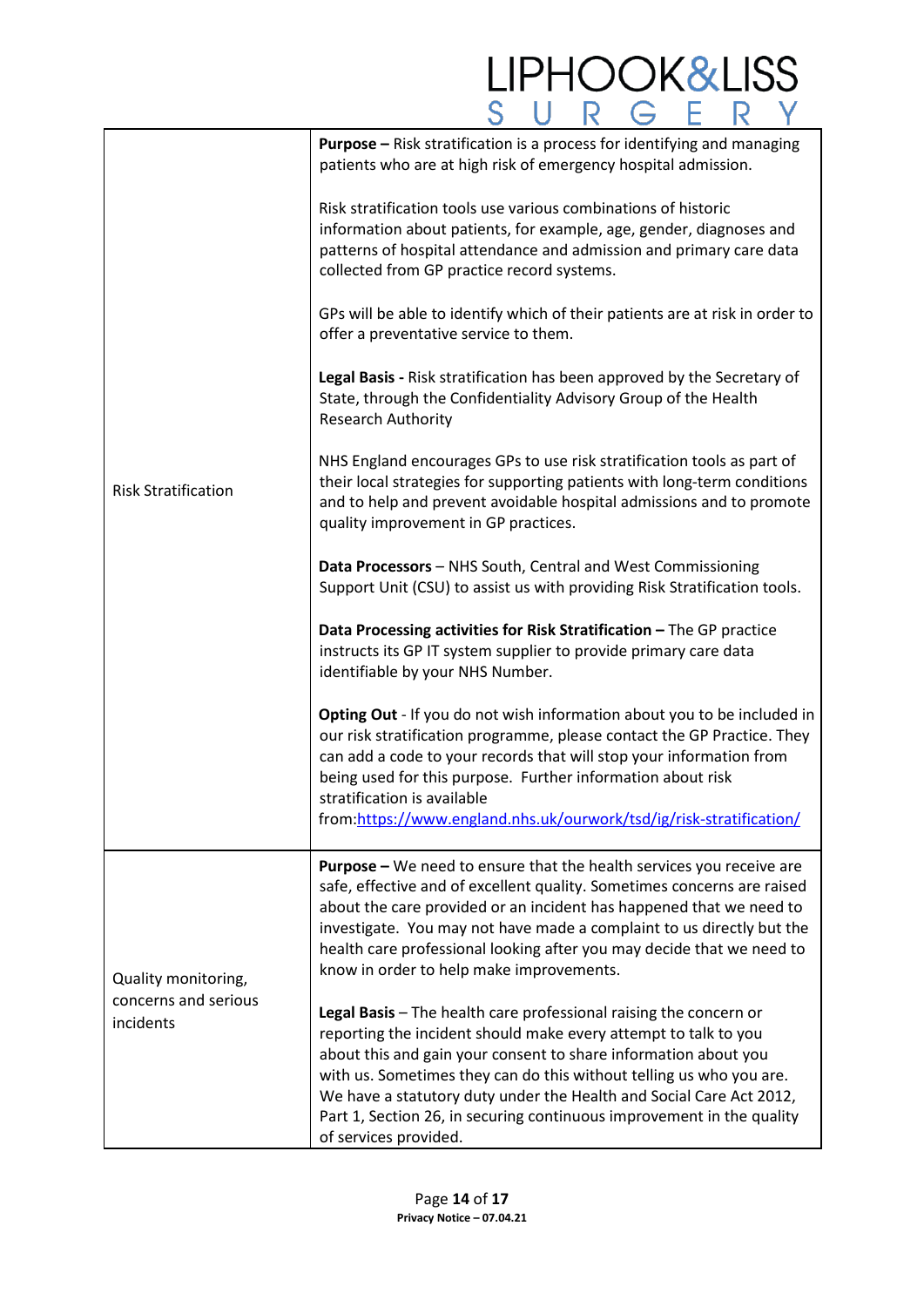| | |
|---|---|
| Risk Stratification | **Purpose –** Risk stratification is a process for identifying and managing patients who are at high risk of emergency hospital admission.<br><br>Risk stratification tools use various combinations of historic information about patients, for example, age, gender, diagnoses and patterns of hospital attendance and admission and primary care data collected from GP practice record systems.<br><br>GPs will be able to identify which of their patients are at risk in order to offer a preventative service to them.<br><br>**Legal Basis -** Risk stratification has been approved by the Secretary of State, through the Confidentiality Advisory Group of the Health Research Authority<br><br>NHS England encourages GPs to use risk stratification tools as part of their local strategies for supporting patients with long-term conditions and to help and prevent avoidable hospital admissions and to promote quality improvement in GP practices.<br><br>**Data Processors** – NHS South, Central and West Commissioning Support Unit (CSU) to assist us with providing Risk Stratification tools.<br><br>**Data Processing activities for Risk Stratification –** The GP practice instructs its GP IT system supplier to provide primary care data identifiable by your NHS Number.<br><br>**Opting Out** - If you do not wish information about you to be included in our risk stratification programme, please contact the GP Practice. They can add a code to your records that will stop your information from being used for this purpose. Further information about risk stratification is available from:[https://www.england.nhs.uk/ourwork/tsd/ig/risk-stratification/](https://www.england.nhs.uk/ourwork/tsd/ig/risk-stratification/) |
| Quality monitoring, concerns and serious incidents | **Purpose –** We need to ensure that the health services you receive are safe, effective and of excellent quality. Sometimes concerns are raised about the care provided or an incident has happened that we need to investigate. You may not have made a complaint to us directly but the health care professional looking after you may decide that we need to know in order to help make improvements.<br><br>**Legal Basis** – The health care professional raising the concern or reporting the incident should make every attempt to talk to you about this and gain your consent to share information about you with us. Sometimes they can do this without telling us who you are. We have a statutory duty under the Health and Social Care Act 2012, Part 1, Section 26, in securing continuous improvement in the quality of services provided. |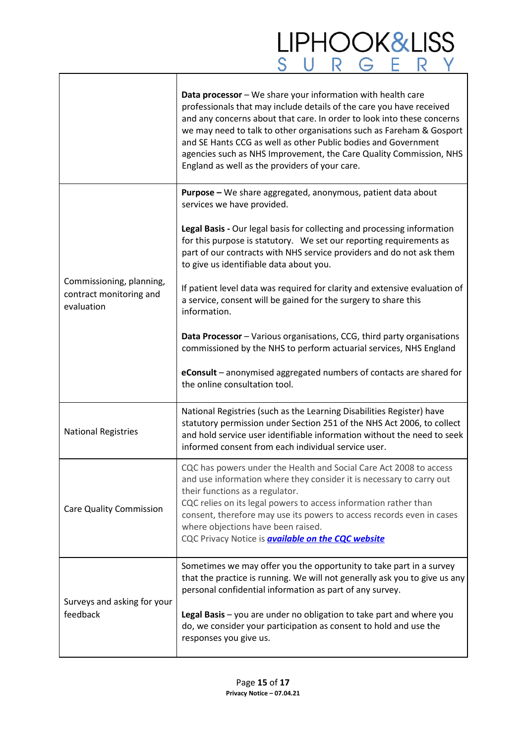| | |
|---|---|
| | **Data processor** – We share your information with health care professionals that may include details of the care you have received and any concerns about that care. In order to look into these concerns we may need to talk to other organisations such as Fareham & Gosport and SE Hants CCG as well as other Public bodies and Government agencies such as NHS Improvement, the Care Quality Commission, NHS England as well as the providers of your care. |
| Commissioning, planning, contract monitoring and evaluation | **Purpose –** We share aggregated, anonymous, patient data about services we have provided.<br><br>**Legal Basis -** Our legal basis for collecting and processing information for this purpose is statutory. We set our reporting requirements as part of our contracts with NHS service providers and do not ask them to give us identifiable data about you.<br><br>If patient level data was required for clarity and extensive evaluation of a service, consent will be gained for the surgery to share this information.<br><br>**Data Processor** – Various organisations, CCG, third party organisations commissioned by the NHS to perform actuarial services, NHS England<br><br>**eConsult** – anonymised aggregated numbers of contacts are shared for the online consultation tool. |
| National Registries | National Registries (such as the Learning Disabilities Register) have statutory permission under Section 251 of the NHS Act 2006, to collect and hold service user identifiable information without the need to seek informed consent from each individual service user. |
| Care Quality Commission | CQC has powers under the Health and Social Care Act 2008 to access and use information where they consider it is necessary to carry out their functions as a regulator.<br>CQC relies on its legal powers to access information rather than consent, therefore may use its powers to access records even in cases where objections have been raised.<br>CQC Privacy Notice is ***available on the CQC website*** |
| Surveys and asking for your feedback | Sometimes we may offer you the opportunity to take part in a survey that the practice is running. We will not generally ask you to give us any personal confidential information as part of any survey.<br><br>**Legal Basis** – you are under no obligation to take part and where you do, we consider your participation as consent to hold and use the responses you give us. |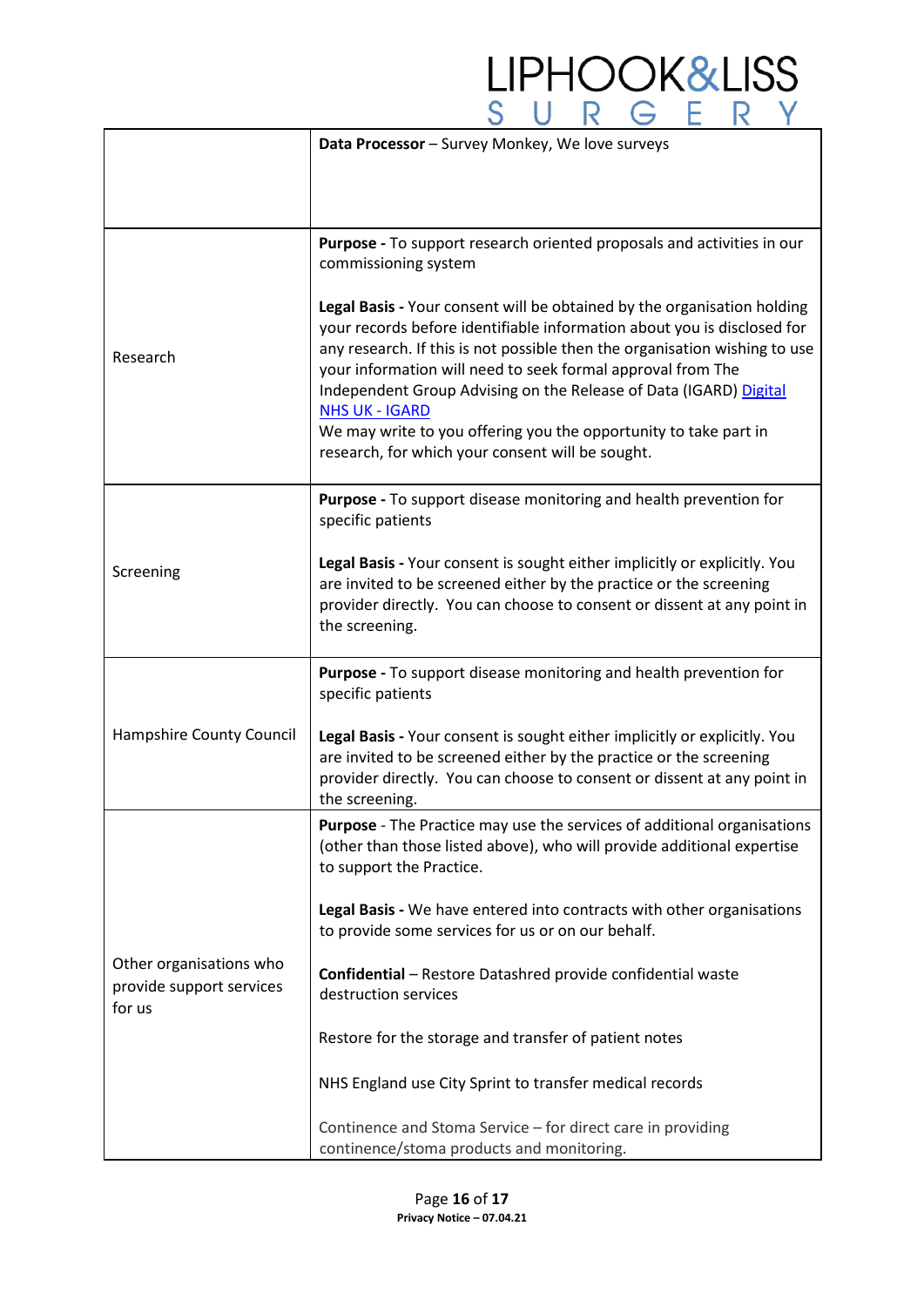| | |
|---|---|
| | **Data Processor** – Survey Monkey, We love surveys |
| Research | **Purpose -** To support research oriented proposals and activities in our commissioning system<br><br>**Legal Basis -** Your consent will be obtained by the organisation holding your records before identifiable information about you is disclosed for any research. If this is not possible then the organisation wishing to use your information will need to seek formal approval from The Independent Group Advising on the Release of Data (IGARD) [Digital NHS UK - IGARD]<br>We may write to you offering you the opportunity to take part in research, for which your consent will be sought. |
| Screening | **Purpose -** To support disease monitoring and health prevention for specific patients<br><br>**Legal Basis -** Your consent is sought either implicitly or explicitly. You are invited to be screened either by the practice or the screening provider directly. You can choose to consent or dissent at any point in the screening. |
| Hampshire County Council | **Purpose -** To support disease monitoring and health prevention for specific patients<br><br>**Legal Basis -** Your consent is sought either implicitly or explicitly. You are invited to be screened either by the practice or the screening provider directly. You can choose to consent or dissent at any point in the screening. |
| Other organisations who provide support services for us | **Purpose** - The Practice may use the services of additional organisations (other than those listed above), who will provide additional expertise to support the Practice.<br><br>**Legal Basis -** We have entered into contracts with other organisations to provide some services for us or on our behalf.<br><br>**Confidential** – Restore Datashred provide confidential waste destruction services<br><br>Restore for the storage and transfer of patient notes<br><br>NHS England use City Sprint to transfer medical records<br><br>Continence and Stoma Service – for direct care in providing continence/stoma products and monitoring. |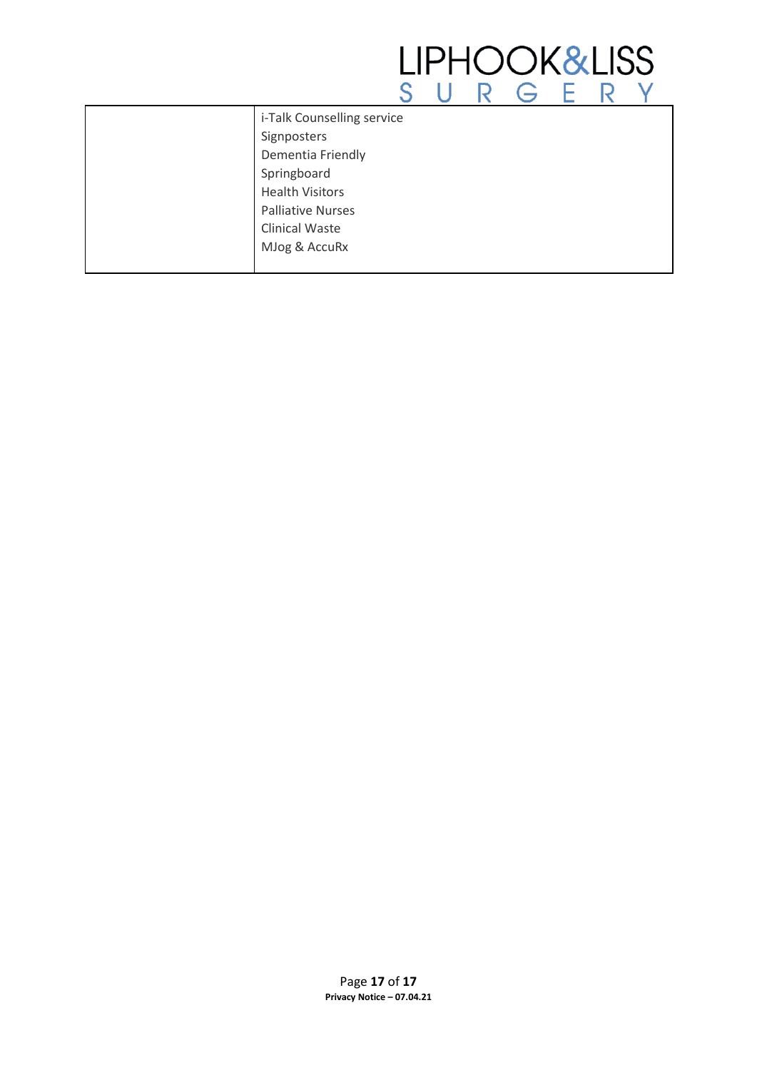| | |
|---|---|
| | i-Talk Counselling service<br>Signposters<br>Dementia Friendly<br>Springboard<br>Health Visitors<br>Palliative Nurses<br>Clinical Waste<br>MJog & AccuRx |